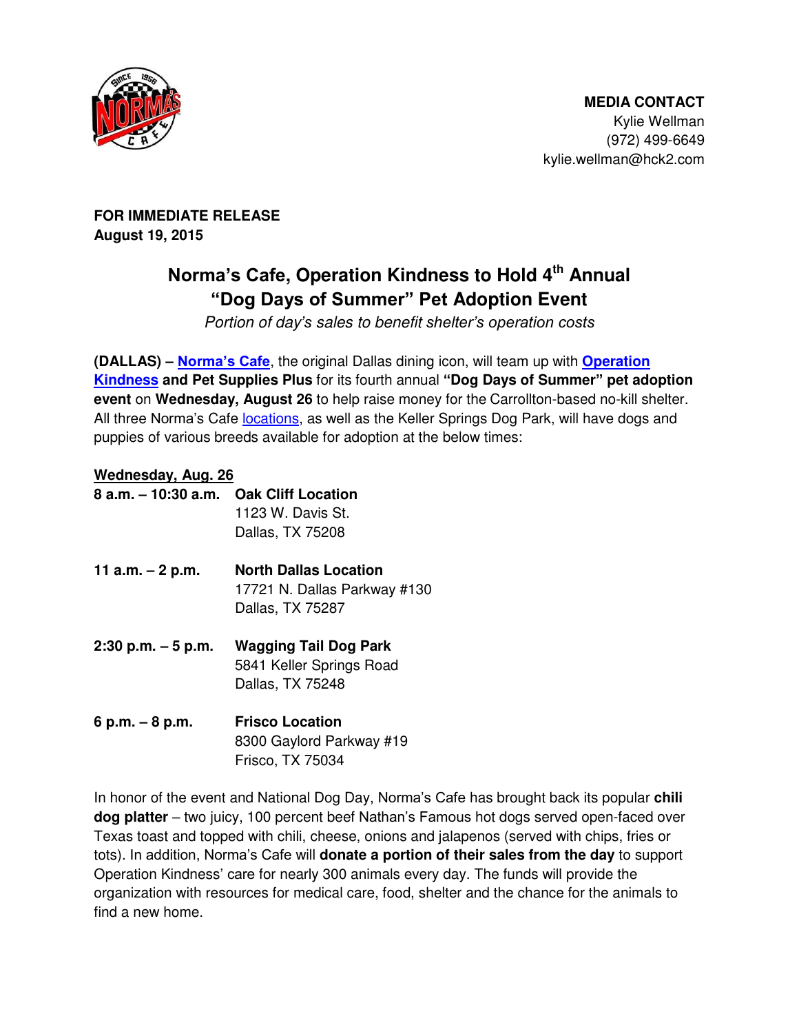**MEDIA CONTACT**
Kylie Wellman
(972) 499-6649
kylie.wellman@hck2.com

**FOR IMMEDIATE RELEASE**
**August 19, 2015**

# Norma's Cafe, Operation Kindness to Hold 4th Annual "Dog Days of Summer" Pet Adoption Event

*Portion of day's sales to benefit shelter's operation costs*

**(DALLAS) – Norma's Cafe**, the original Dallas dining icon, will team up with **Operation Kindness and Pet Supplies Plus** for its fourth annual **"Dog Days of Summer" pet adoption event** on **Wednesday, August 26** to help raise money for the Carrollton-based no-kill shelter. All three Norma's Cafe locations, as well as the Keller Springs Dog Park, will have dogs and puppies of various breeds available for adoption at the below times:

**Wednesday, Aug. 26**

**8 a.m. – 10:30 a.m.** **Oak Cliff Location**
1123 W. Davis St.
Dallas, TX 75208

**11 a.m. – 2 p.m.** **North Dallas Location**
17721 N. Dallas Parkway #130
Dallas, TX 75287

**2:30 p.m. – 5 p.m.** **Wagging Tail Dog Park**
5841 Keller Springs Road
Dallas, TX 75248

**6 p.m. – 8 p.m.** **Frisco Location**
8300 Gaylord Parkway #19
Frisco, TX 75034

In honor of the event and National Dog Day, Norma's Cafe has brought back its popular **chili dog platter** – two juicy, 100 percent beef Nathan's Famous hot dogs served open-faced over Texas toast and topped with chili, cheese, onions and jalapenos (served with chips, fries or tots). In addition, Norma's Cafe will **donate a portion of their sales from the day** to support Operation Kindness' care for nearly 300 animals every day. The funds will provide the organization with resources for medical care, food, shelter and the chance for the animals to find a new home.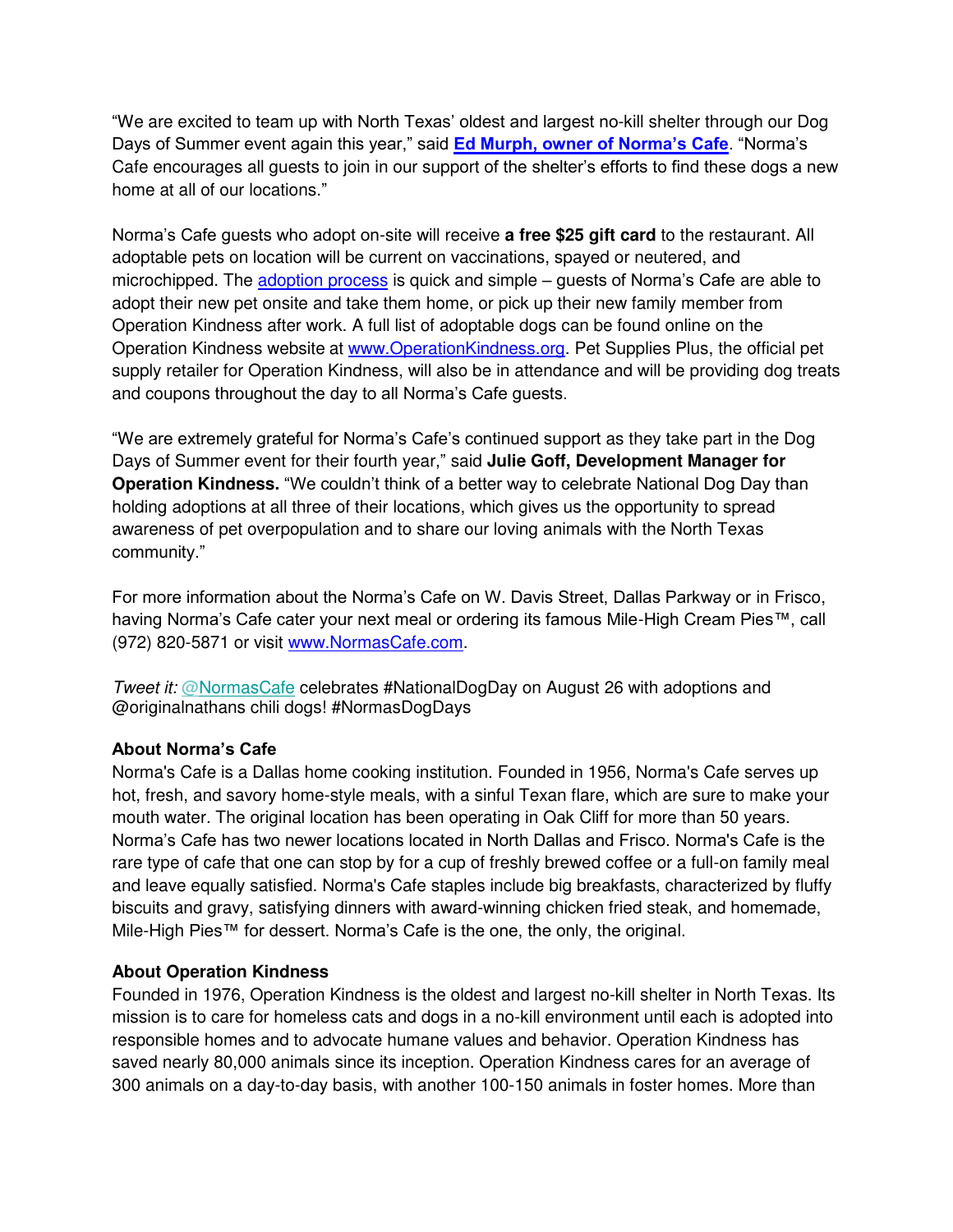“We are excited to team up with North Texas’ oldest and largest no-kill shelter through our Dog Days of Summer event again this year,” said **Ed Murph, owner of Norma’s Cafe**. “Norma’s Cafe encourages all guests to join in our support of the shelter’s efforts to find these dogs a new home at all of our locations.”

Norma’s Cafe guests who adopt on-site will receive **a free $25 gift card** to the restaurant. All adoptable pets on location will be current on vaccinations, spayed or neutered, and microchipped. The adoption process is quick and simple – guests of Norma’s Cafe are able to adopt their new pet onsite and take them home, or pick up their new family member from Operation Kindness after work. A full list of adoptable dogs can be found online on the Operation Kindness website at www.OperationKindness.org. Pet Supplies Plus, the official pet supply retailer for Operation Kindness, will also be in attendance and will be providing dog treats and coupons throughout the day to all Norma’s Cafe guests.

“We are extremely grateful for Norma’s Cafe’s continued support as they take part in the Dog Days of Summer event for their fourth year,” said **Julie Goff, Development Manager for Operation Kindness.** “We couldn’t think of a better way to celebrate National Dog Day than holding adoptions at all three of their locations, which gives us the opportunity to spread awareness of pet overpopulation and to share our loving animals with the North Texas community.”

For more information about the Norma’s Cafe on W. Davis Street, Dallas Parkway or in Frisco, having Norma’s Cafe cater your next meal or ordering its famous Mile-High Cream Pies™, call (972) 820-5871 or visit www.NormasCafe.com.

*Tweet it:* @NormasCafe celebrates #NationalDogDay on August 26 with adoptions and @originalnathans chili dogs! #NormasDogDays

**About Norma’s Cafe**

Norma's Cafe is a Dallas home cooking institution. Founded in 1956, Norma's Cafe serves up hot, fresh, and savory home-style meals, with a sinful Texan flare, which are sure to make your mouth water. The original location has been operating in Oak Cliff for more than 50 years. Norma’s Cafe has two newer locations located in North Dallas and Frisco. Norma's Cafe is the rare type of cafe that one can stop by for a cup of freshly brewed coffee or a full-on family meal and leave equally satisfied. Norma's Cafe staples include big breakfasts, characterized by fluffy biscuits and gravy, satisfying dinners with award-winning chicken fried steak, and homemade, Mile-High Pies™ for dessert. Norma’s Cafe is the one, the only, the original.

**About Operation Kindness**

Founded in 1976, Operation Kindness is the oldest and largest no-kill shelter in North Texas. Its mission is to care for homeless cats and dogs in a no-kill environment until each is adopted into responsible homes and to advocate humane values and behavior. Operation Kindness has saved nearly 80,000 animals since its inception. Operation Kindness cares for an average of 300 animals on a day-to-day basis, with another 100-150 animals in foster homes. More than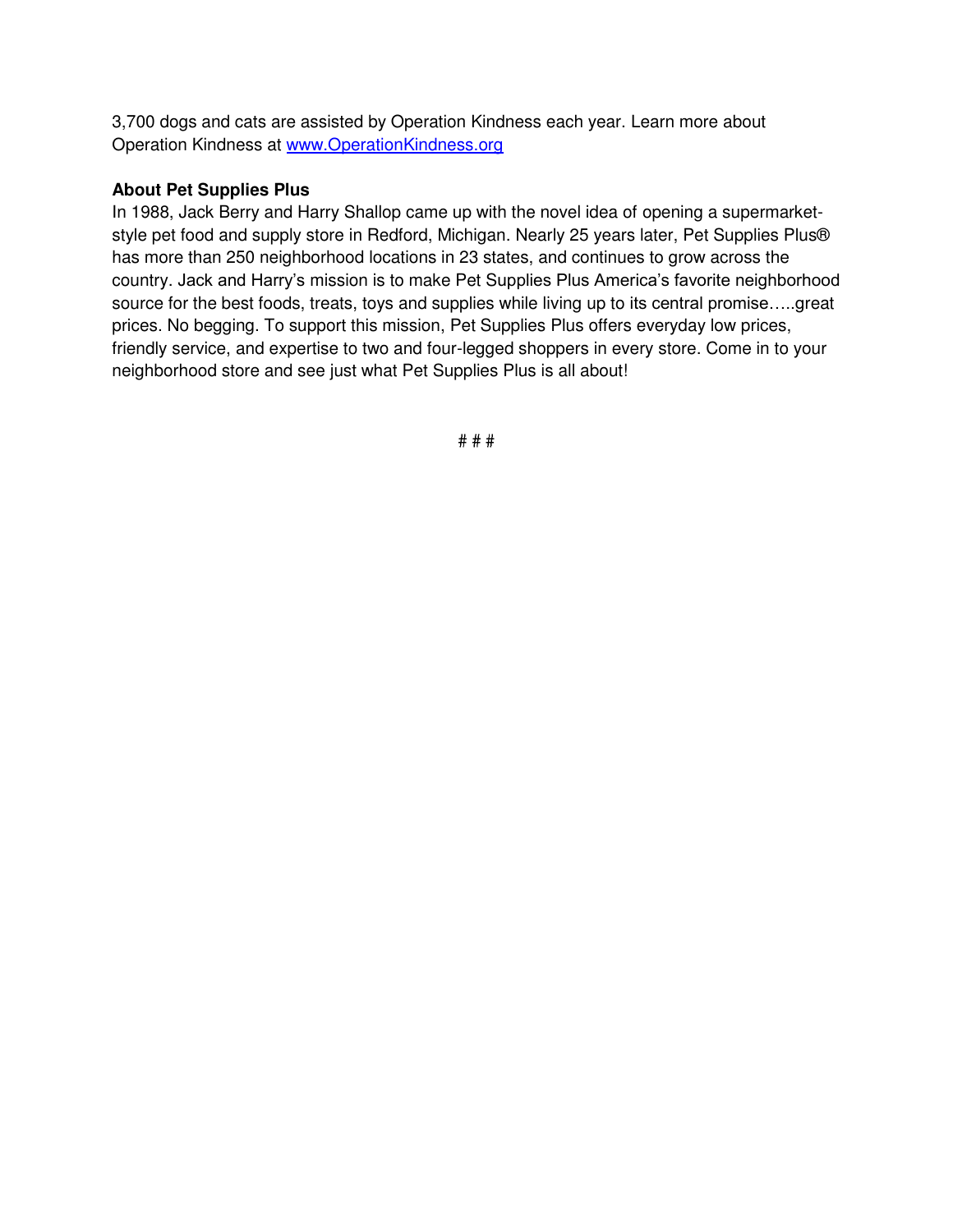3,700 dogs and cats are assisted by Operation Kindness each year. Learn more about Operation Kindness at [www.OperationKindness.org](http://www.OperationKindness.org)

**About Pet Supplies Plus**

In 1988, Jack Berry and Harry Shallop came up with the novel idea of opening a supermarket-style pet food and supply store in Redford, Michigan. Nearly 25 years later, Pet Supplies Plus® has more than 250 neighborhood locations in 23 states, and continues to grow across the country. Jack and Harry's mission is to make Pet Supplies Plus America's favorite neighborhood source for the best foods, treats, toys and supplies while living up to its central promise…..great prices. No begging. To support this mission, Pet Supplies Plus offers everyday low prices, friendly service, and expertise to two and four-legged shoppers in every store. Come in to your neighborhood store and see just what Pet Supplies Plus is all about!

# # #